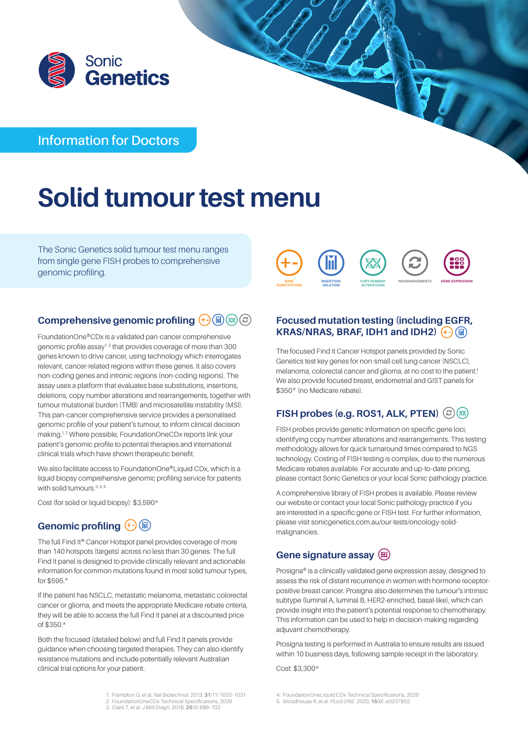Sonic **Genetics**

Information for Doctors

# Solid tumour test menu

The Sonic Genetics solid tumour test menu ranges from single gene FISH probes to comprehensive genomic profiling.

BASE SUBSTITUTION | INSERTION/ DELETION | COPY NUMBER ALTERATIONS | REARRANGEMENTS | GENE EXPRESSION

## Comprehensive genomic profiling

FoundationOne®CDx is a validated pan-cancer comprehensive genomic profile assay[1, 2] that provides coverage of more than 300 genes known to drive cancer, using technology which interrogates relevant, cancer-related regions within these genes. It also covers non-coding genes and intronic regions (non-coding regions). The assay uses a platform that evaluates base substitutions, insertions, deletions, copy number alterations and rearrangements, together with tumour mutational burden (TMB) and microsatellite instability (MSI). This pan-cancer comprehensive service provides a personalised genomic profile of your patient's tumour, to inform clinical decision making.[1, 2] Where possible, FoundationOneCDx reports link your patient's genomic profile to potential therapies and international clinical trials which have shown therapeutic benefit.

We also facilitate access to FoundationOne®Liquid CDx, which is a liquid biopsy comprehensive genomic profiling service for patients with solid tumours.[3, 4, 5]

Cost (for solid or liquid biopsy): $3,590*

## Genomic profiling

The full Find It® Cancer Hotspot panel provides coverage of more than 140 hotspots (targets) across no less than 30 genes. The full Find It panel is designed to provide clinically relevant and actionable information for common mutations found in most solid tumour types, for $595.*

If the patient has NSCLC, metastatic melanoma, metastatic colorectal cancer or glioma, and meets the appropriate Medicare rebate criteria, they will be able to access the full Find It panel at a discounted price of $350.*

Both the focused (detailed below) and full Find It panels provide guidance when choosing targeted therapies. They can also identify resistance mutations and include potentially relevant Australian clinical trial options for your patient.

## Focused mutation testing (including EGFR, KRAS/NRAS, BRAF, IDH1 and IDH2)

The focused Find It Cancer Hotspot panels provided by Sonic Genetics test key genes for non-small cell lung cancer (NSCLC), melanoma, colorectal cancer and glioma, at no cost to the patient.[†] We also provide focused breast, endometrial and GIST panels for $350* (no Medicare rebate).

## FISH probes (e.g. ROS1, ALK, PTEN)

FISH probes provide genetic information on specific gene loci, identifying copy number alterations and rearrangements. This testing methodology allows for quick turnaround times compared to NGS technology. Costing of FISH testing is complex, due to the numerous Medicare rebates available. For accurate and up-to-date pricing, please contact Sonic Genetics or your local Sonic pathology practice.

A comprehensive library of FISH probes is available. Please review our website or contact your local Sonic pathology practice if you are interested in a specific gene or FISH test. For further information, please visit sonicgenetics.com.au/our-tests/oncology-solid-malignancies.

## Gene signature assay

Prosigna® is a clinically validated gene expression assay, designed to assess the risk of distant recurrence in women with hormone receptor-positive breast cancer. Prosigna also determines the tumour's intrinsic subtype (luminal A, luminal B, HER2-enriched, basal-like), which can provide insight into the patient's potential response to chemotherapy. This information can be used to help in decision-making regarding adjuvant chemotherapy.

Prosigna testing is performed in Australia to ensure results are issued within 10 business days, following sample receipt in the laboratory.

Cost: $3,300*

1. Frampton G, et al. *Nat Biotechnol.* 2013; **31**(11):1023-1031
2. FoundationOneCDx Technical Specifications, 2020
3. Clark T, et al. *J Mol Diagn.* 2018; **20**(5):686-702
4. FoundationOneLiquid CDx Technical Specifications, 2020
5. Woodhouse R, et al. *PLoS ONE.* 2020; **15**(9): e0237802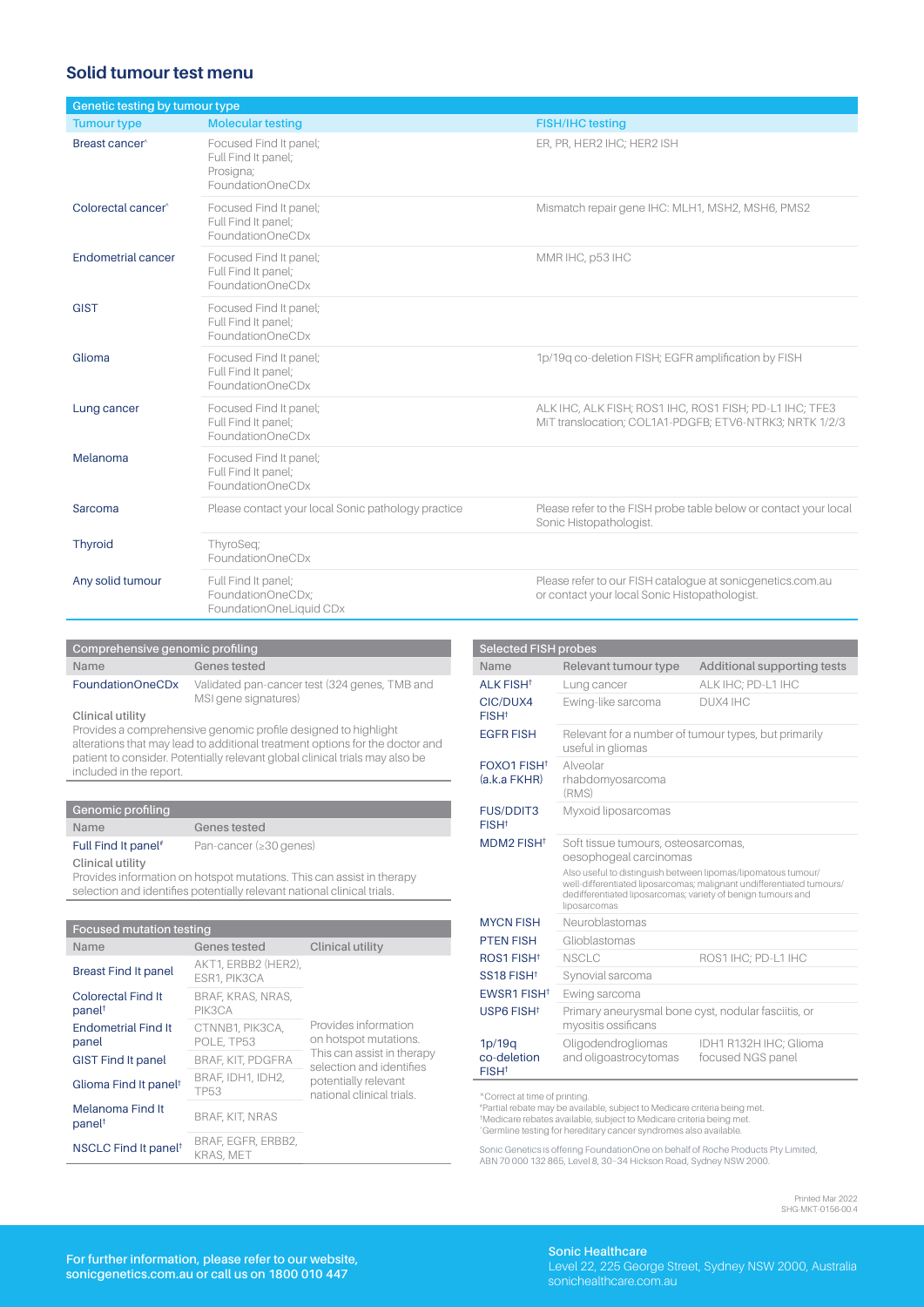## Solid tumour test menu

| Genetic testing by tumour type | | |
|---|---|---|
| **Tumour type** | **Molecular testing** | **FISH/IHC testing** |
| Breast cancer^ | Focused Find It panel; Full Find It panel; Prosigna; FoundationOneCDx | ER, PR, HER2 IHC; HER2 ISH |
| Colorectal cancer^ | Focused Find It panel; Full Find It panel; FoundationOneCDx | Mismatch repair gene IHC: MLH1, MSH2, MSH6, PMS2 |
| Endometrial cancer | Focused Find It panel; Full Find It panel; FoundationOneCDx | MMR IHC, p53 IHC |
| GIST | Focused Find It panel; Full Find It panel; FoundationOneCDx | |
| Glioma | Focused Find It panel; Full Find It panel; FoundationOneCDx | 1p/19q co-deletion FISH; EGFR amplification by FISH |
| Lung cancer | Focused Find It panel; Full Find It panel; FoundationOneCDx | ALK IHC, ALK FISH; ROS1 IHC, ROS1 FISH; PD-L1 IHC; TFE3 MiT translocation; COL1A1-PDGFB; ETV6-NTRK3; NRTK 1/2/3 |
| Melanoma | Focused Find It panel; Full Find It panel; FoundationOneCDx | |
| Sarcoma | Please contact your local Sonic pathology practice | Please refer to the FISH probe table below or contact your local Sonic Histopathologist. |
| Thyroid | ThyroSeq; FoundationOneCDx | |
| Any solid tumour | Full Find It panel; FoundationOneCDx; FoundationOneLiquid CDx | Please refer to our FISH catalogue at sonicgenetics.com.au or contact your local Sonic Histopathologist. |

| Comprehensive genomic profiling | |
|---|---|
| **Name** | **Genes tested** |
| FoundationOneCDx | Validated pan-cancer test (324 genes, TMB and MSI gene signatures) |

**Clinical utility**

Provides a comprehensive genomic profile designed to highlight alterations that may lead to additional treatment options for the doctor and patient to consider. Potentially relevant global clinical trials may also be included in the report.

| Genomic profiling | |
|---|---|
| **Name** | **Genes tested** |
| Full Find It panel# | Pan-cancer (≥30 genes) |

**Clinical utility**

Provides information on hotspot mutations. This can assist in therapy selection and identifies potentially relevant national clinical trials.

| Focused mutation testing | | |
|---|---|---|
| **Name** | **Genes tested** | **Clinical utility** |
| Breast Find It panel | AKT1, ERBB2 (HER2), ESR1, PIK3CA | Provides information on hotspot mutations. This can assist in therapy selection and identifies potentially relevant national clinical trials. |
| Colorectal Find It panel† | BRAF, KRAS, NRAS, PIK3CA | |
| Endometrial Find It panel | CTNNB1, PIK3CA, POLE, TP53 | |
| GIST Find It panel | BRAF, KIT, PDGFRA | |
| Glioma Find It panel† | BRAF, IDH1, IDH2, TP53 | |
| Melanoma Find It panel† | BRAF, KIT, NRAS | |
| NSCLC Find It panel† | BRAF, EGFR, ERBB2, KRAS, MET | |

| Selected FISH probes | | |
|---|---|---|
| **Name** | **Relevant tumour type** | **Additional supporting tests** |
| ALK FISH† | Lung cancer | ALK IHC; PD-L1 IHC |
| CIC/DUX4 FISH† | Ewing-like sarcoma | DUX4 IHC |
| EGFR FISH | Relevant for a number of tumour types, but primarily useful in gliomas | |
| FOXO1 FISH† (a.k.a FKHR) | Alveolar rhabdomyosarcoma (RMS) | |
| FUS/DDIT3 FISH† | Myxoid liposarcomas | |
| MDM2 FISH† | Soft tissue tumours, osteosarcomas, oesophageal carcinomas. Also useful to distinguish between lipomas/lipomatous tumour/ well-differentiated liposarcomas; malignant undifferentiated tumours/ dedifferentiated liposarcomas; variety of benign tumours and liposarcomas | |
| MYCN FISH | Neuroblastomas | |
| PTEN FISH | Glioblastomas | |
| ROS1 FISH† | NSCLC | ROS1 IHC; PD-L1 IHC |
| SS18 FISH† | Synovial sarcoma | |
| EWSR1 FISH† | Ewing sarcoma | |
| USP6 FISH† | Primary aneurysmal bone cyst, nodular fasciitis, or myositis ossificans | |
| 1p/19q co-deletion FISH† | Oligodendrogliomas and oligoastrocytomas | IDH1 R132H IHC; Glioma focused NGS panel |

*Correct at time of printing.
#Partial rebate may be available, subject to Medicare criteria being met.
†Medicare rebates available, subject to Medicare criteria being met.
^Germline testing for hereditary cancer syndromes also available.

Sonic Genetics is offering FoundationOne on behalf of Roche Products Pty Limited, ABN 70 000 132 865, Level 8, 30–34 Hickson Road, Sydney NSW 2000.

Printed Mar 2022
SHG-MKT-0156-00.4

**For further information, please refer to our website, sonicgenetics.com.au or call us on 1800 010 447**

**Sonic Healthcare**
Level 22, 225 George Street, Sydney NSW 2000, Australia
sonichealthcare.com.au